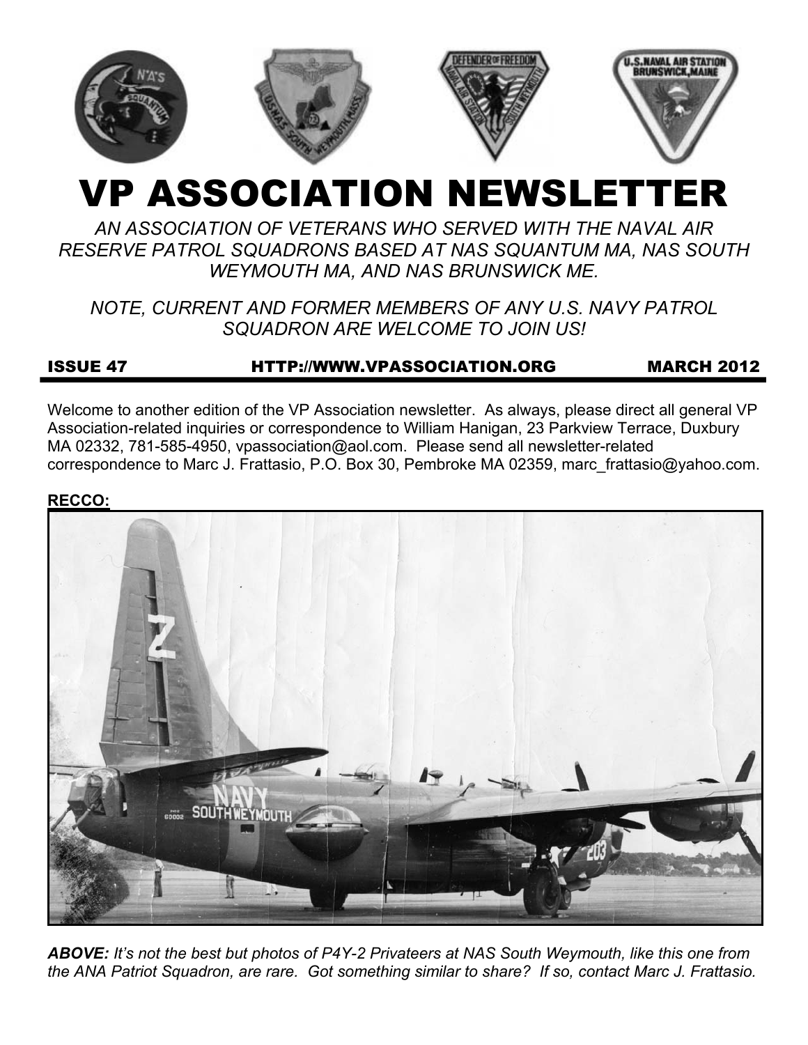# VP ASSOCIATION NEWSLETTER

*AN ASSOCIATION OF VETERANS WHO SERVED WITH THE NAVAL AIR RESERVE PATROL SQUADRONS BASED AT NAS SQUANTUM MA, NAS SOUTH WEYMOUTH MA, AND NAS BRUNSWICK ME.*

*NOTE, CURRENT AND FORMER MEMBERS OF ANY U.S. NAVY PATROL SQUADRON ARE WELCOME TO JOIN US!*

**ISSUE 47 HTTP://WWW.VPASSOCIATION.ORG MARCH 2012**

Welcome to another edition of the VP Association newsletter. As always, please direct all general VP Association-related inquiries or correspondence to William Hanigan, 23 Parkview Terrace, Duxbury MA 02332, 781-585-4950, vpassociation@aol.com. Please send all newsletter-related correspondence to Marc J. Frattasio, P.O. Box 30, Pembroke MA 02359, marc_frattasio@yahoo.com.

**RECCO:**

***ABOVE:*** *It's not the best but photos of P4Y-2 Privateers at NAS South Weymouth, like this one from the ANA Patriot Squadron, are rare. Got something similar to share? If so, contact Marc J. Frattasio.*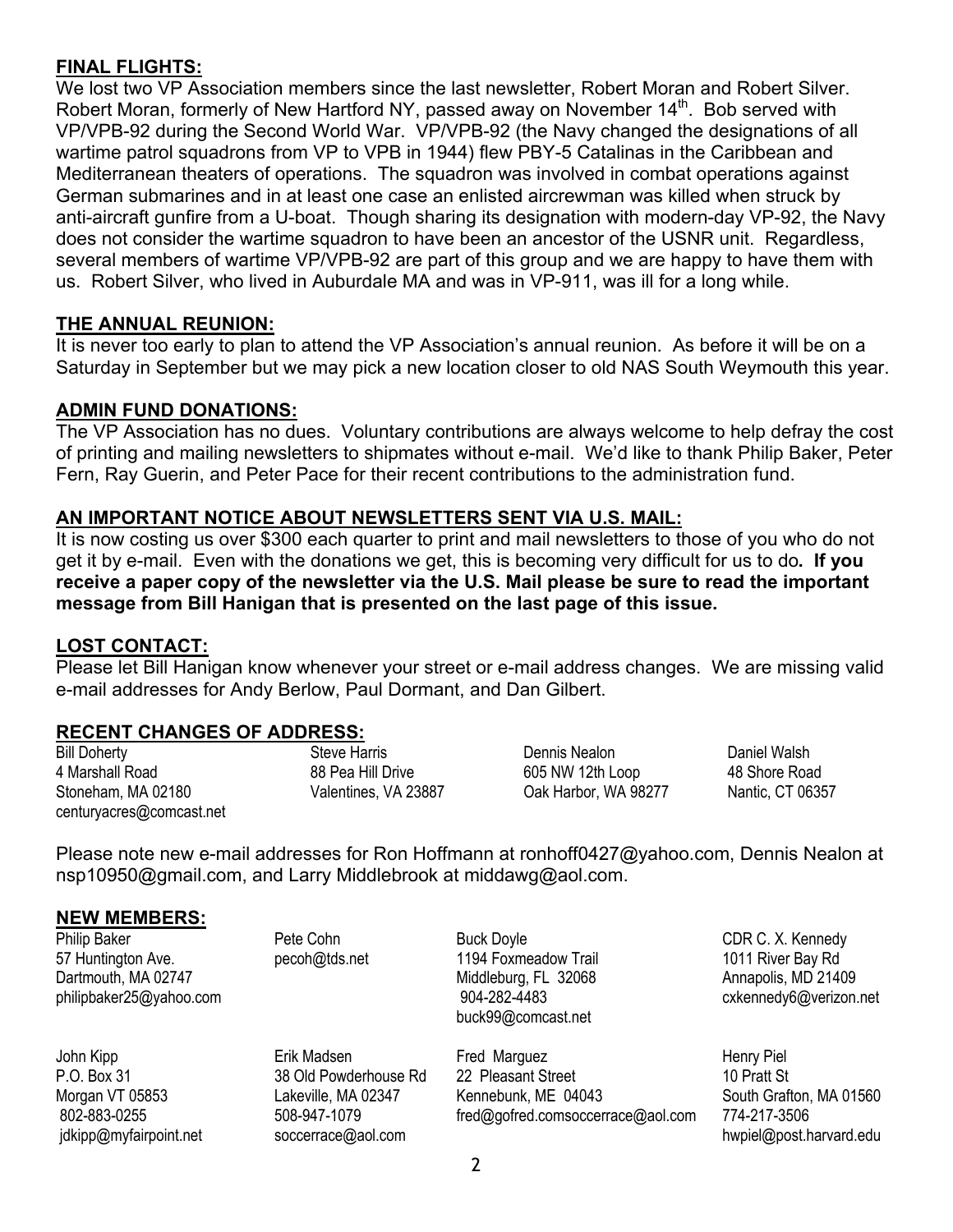## FINAL FLIGHTS:

We lost two VP Association members since the last newsletter, Robert Moran and Robert Silver. Robert Moran, formerly of New Hartford NY, passed away on November 14th. Bob served with VP/VPB-92 during the Second World War. VP/VPB-92 (the Navy changed the designations of all wartime patrol squadrons from VP to VPB in 1944) flew PBY-5 Catalinas in the Caribbean and Mediterranean theaters of operations. The squadron was involved in combat operations against German submarines and in at least one case an enlisted aircrewman was killed when struck by anti-aircraft gunfire from a U-boat. Though sharing its designation with modern-day VP-92, the Navy does not consider the wartime squadron to have been an ancestor of the USNR unit. Regardless, several members of wartime VP/VPB-92 are part of this group and we are happy to have them with us. Robert Silver, who lived in Auburdale MA and was in VP-911, was ill for a long while.

## THE ANNUAL REUNION:

It is never too early to plan to attend the VP Association's annual reunion. As before it will be on a Saturday in September but we may pick a new location closer to old NAS South Weymouth this year.

## ADMIN FUND DONATIONS:

The VP Association has no dues. Voluntary contributions are always welcome to help defray the cost of printing and mailing newsletters to shipmates without e-mail. We'd like to thank Philip Baker, Peter Fern, Ray Guerin, and Peter Pace for their recent contributions to the administration fund.

## AN IMPORTANT NOTICE ABOUT NEWSLETTERS SENT VIA U.S. MAIL:

It is now costing us over $300 each quarter to print and mail newsletters to those of you who do not get it by e-mail. Even with the donations we get, this is becoming very difficult for us to do**. If you receive a paper copy of the newsletter via the U.S. Mail please be sure to read the important message from Bill Hanigan that is presented on the last page of this issue.**

## LOST CONTACT:

Please let Bill Hanigan know whenever your street or e-mail address changes. We are missing valid e-mail addresses for Andy Berlow, Paul Dormant, and Dan Gilbert.

## RECENT CHANGES OF ADDRESS:

Bill Doherty
4 Marshall Road
Stoneham, MA 02180
centuryacres@comcast.net

Steve Harris
88 Pea Hill Drive
Valentines, VA 23887

Dennis Nealon
605 NW 12th Loop
Oak Harbor, WA 98277

Daniel Walsh
48 Shore Road
Nantic, CT 06357

Please note new e-mail addresses for Ron Hoffmann at ronhoff0427@yahoo.com, Dennis Nealon at nsp10950@gmail.com, and Larry Middlebrook at middawg@aol.com.

## NEW MEMBERS:

Philip Baker
57 Huntington Ave.
Dartmouth, MA 02747
philipbaker25@yahoo.com

Pete Cohn
pecoh@tds.net

Buck Doyle
1194 Foxmeadow Trail
Middleburg, FL 32068
904-282-4483
buck99@comcast.net

CDR C. X. Kennedy
1011 River Bay Rd
Annapolis, MD 21409
cxkennedy6@verizon.net

John Kipp
P.O. Box 31
Morgan VT 05853
802-883-0255
jdkipp@myfairpoint.net

Erik Madsen
38 Old Powderhouse Rd
Lakeville, MA 02347
508-947-1079
soccerrace@aol.com

Fred Marguez
22 Pleasant Street
Kennebunk, ME 04043
fred@gofred.comsoccerrace@aol.com

Henry Piel
10 Pratt St
South Grafton, MA 01560
774-217-3506
hwpiel@post.harvard.edu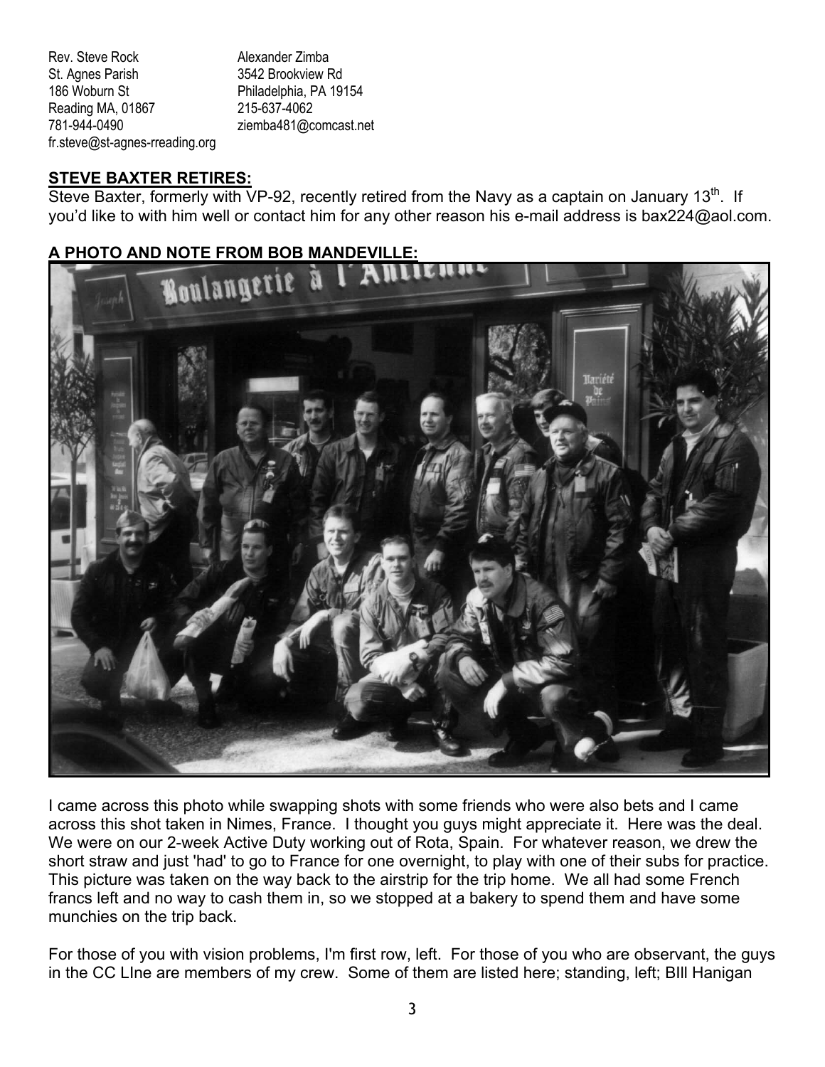Rev. Steve Rock
St. Agnes Parish
186 Woburn St
Reading MA, 01867
781-944-0490
fr.steve@st-agnes-rreading.org

Alexander Zimba
3542 Brookview Rd
Philadelphia, PA 19154
215-637-4062
ziemba481@comcast.net

## STEVE BAXTER RETIRES:

Steve Baxter, formerly with VP-92, recently retired from the Navy as a captain on January 13th. If you'd like to with him well or contact him for any other reason his e-mail address is bax224@aol.com.

## A PHOTO AND NOTE FROM BOB MANDEVILLE:

I came across this photo while swapping shots with some friends who were also bets and I came across this shot taken in Nimes, France. I thought you guys might appreciate it. Here was the deal. We were on our 2-week Active Duty working out of Rota, Spain. For whatever reason, we drew the short straw and just 'had' to go to France for one overnight, to play with one of their subs for practice. This picture was taken on the way back to the airstrip for the trip home. We all had some French francs left and no way to cash them in, so we stopped at a bakery to spend them and have some munchies on the trip back.

For those of you with vision problems, I'm first row, left. For those of you who are observant, the guys in the CC LIne are members of my crew. Some of them are listed here; standing, left; BIll Hanigan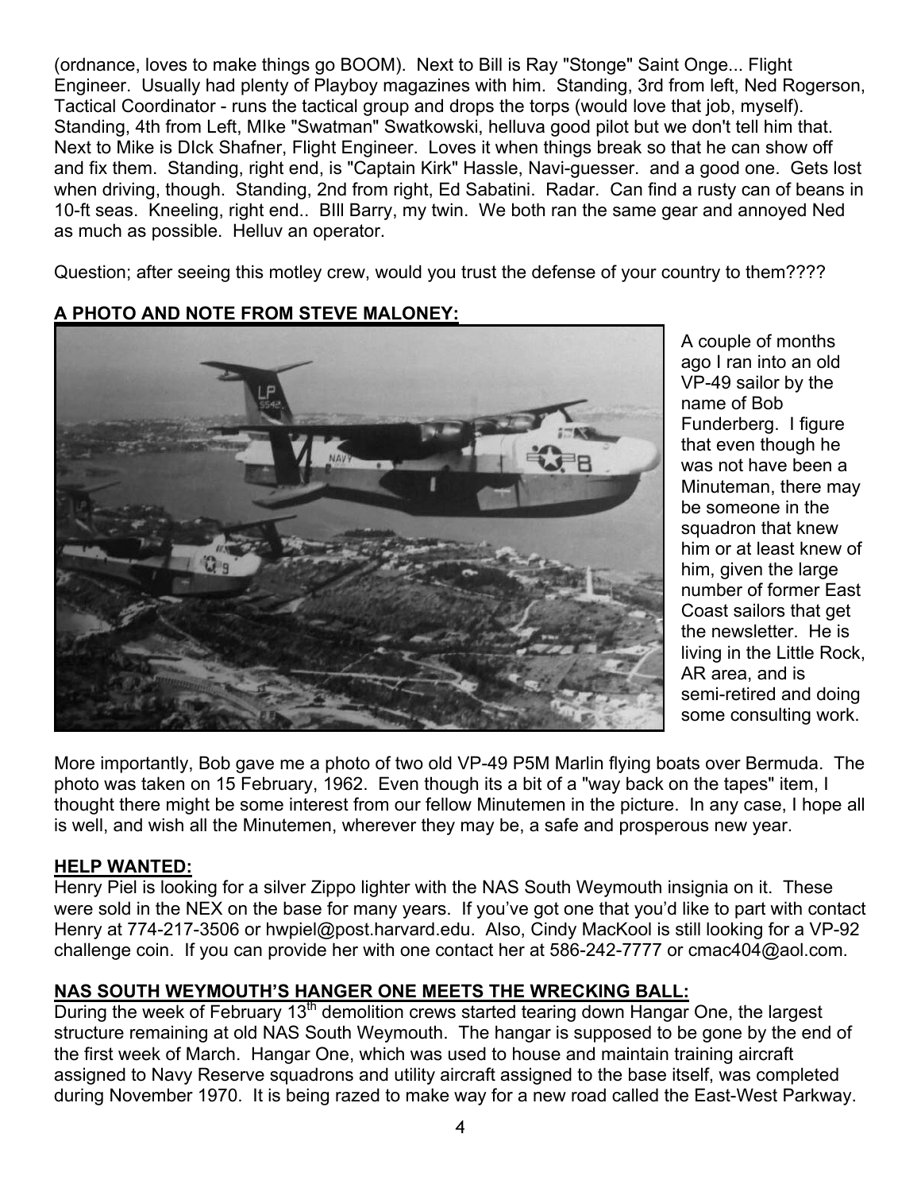(ordnance, loves to make things go BOOM). Next to Bill is Ray "Stonge" Saint Onge... Flight Engineer. Usually had plenty of Playboy magazines with him. Standing, 3rd from left, Ned Rogerson, Tactical Coordinator - runs the tactical group and drops the torps (would love that job, myself). Standing, 4th from Left, MIke "Swatman" Swatkowski, helluva good pilot but we don't tell him that. Next to Mike is DIck Shafner, Flight Engineer. Loves it when things break so that he can show off and fix them. Standing, right end, is "Captain Kirk" Hassle, Navi-guesser. and a good one. Gets lost when driving, though. Standing, 2nd from right, Ed Sabatini. Radar. Can find a rusty can of beans in 10-ft seas. Kneeling, right end.. BIll Barry, my twin. We both ran the same gear and annoyed Ned as much as possible. Helluv an operator.

Question; after seeing this motley crew, would you trust the defense of your country to them????

**A PHOTO AND NOTE FROM STEVE MALONEY:**

A couple of months ago I ran into an old VP-49 sailor by the name of Bob Funderberg. I figure that even though he was not have been a Minuteman, there may be someone in the squadron that knew him or at least knew of him, given the large number of former East Coast sailors that get the newsletter. He is living in the Little Rock, AR area, and is semi-retired and doing some consulting work.

More importantly, Bob gave me a photo of two old VP-49 P5M Marlin flying boats over Bermuda. The photo was taken on 15 February, 1962. Even though its a bit of a "way back on the tapes" item, I thought there might be some interest from our fellow Minutemen in the picture. In any case, I hope all is well, and wish all the Minutemen, wherever they may be, a safe and prosperous new year.

**HELP WANTED:**

Henry Piel is looking for a silver Zippo lighter with the NAS South Weymouth insignia on it. These were sold in the NEX on the base for many years. If you've got one that you'd like to part with contact Henry at 774-217-3506 or hwpiel@post.harvard.edu. Also, Cindy MacKool is still looking for a VP-92 challenge coin. If you can provide her with one contact her at 586-242-7777 or cmac404@aol.com.

**NAS SOUTH WEYMOUTH'S HANGER ONE MEETS THE WRECKING BALL:**

During the week of February 13th demolition crews started tearing down Hangar One, the largest structure remaining at old NAS South Weymouth. The hangar is supposed to be gone by the end of the first week of March. Hangar One, which was used to house and maintain training aircraft assigned to Navy Reserve squadrons and utility aircraft assigned to the base itself, was completed during November 1970. It is being razed to make way for a new road called the East-West Parkway.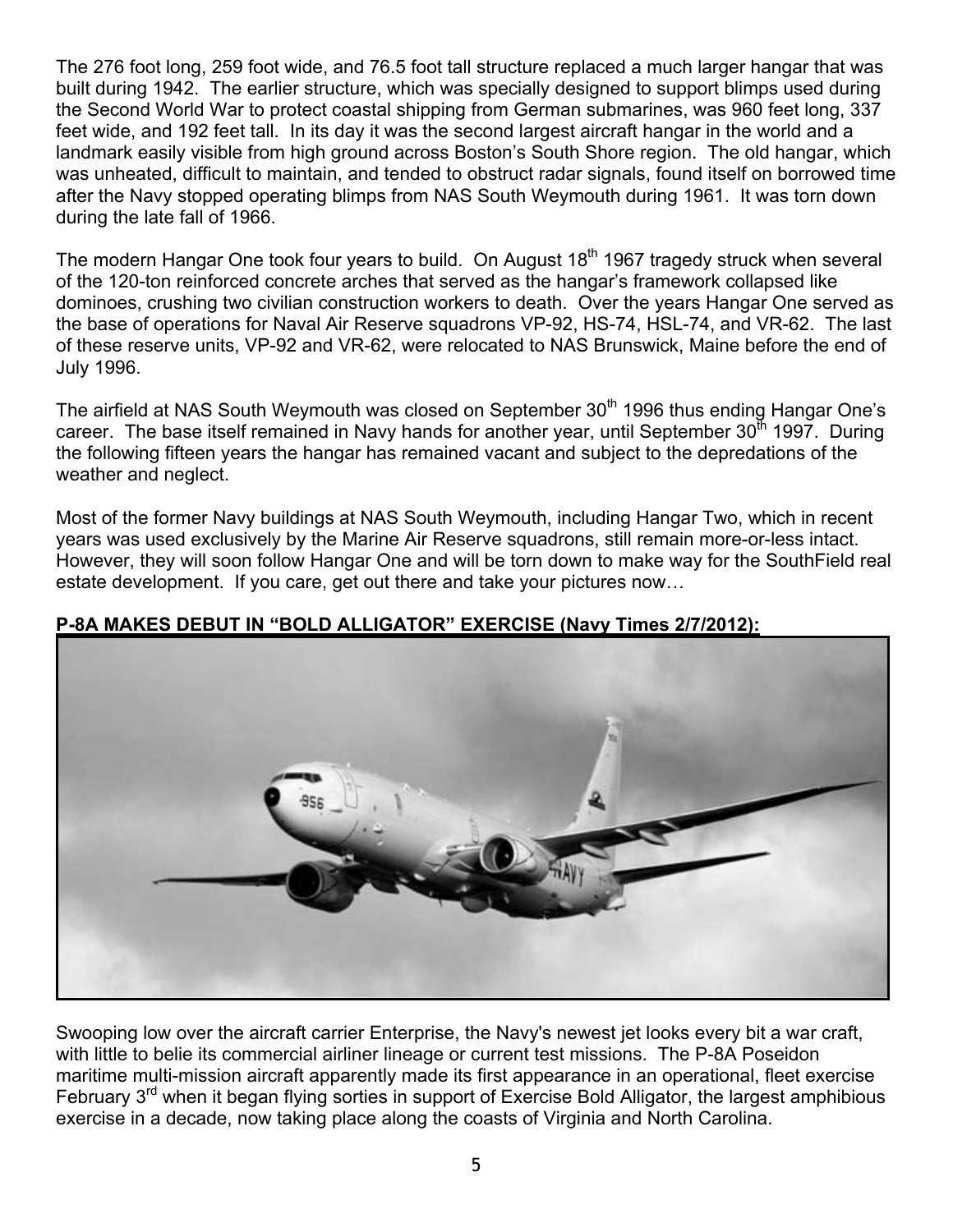The 276 foot long, 259 foot wide, and 76.5 foot tall structure replaced a much larger hangar that was built during 1942. The earlier structure, which was specially designed to support blimps used during the Second World War to protect coastal shipping from German submarines, was 960 feet long, 337 feet wide, and 192 feet tall. In its day it was the second largest aircraft hangar in the world and a landmark easily visible from high ground across Boston's South Shore region. The old hangar, which was unheated, difficult to maintain, and tended to obstruct radar signals, found itself on borrowed time after the Navy stopped operating blimps from NAS South Weymouth during 1961. It was torn down during the late fall of 1966.

The modern Hangar One took four years to build. On August 18th 1967 tragedy struck when several of the 120-ton reinforced concrete arches that served as the hangar's framework collapsed like dominoes, crushing two civilian construction workers to death. Over the years Hangar One served as the base of operations for Naval Air Reserve squadrons VP-92, HS-74, HSL-74, and VR-62. The last of these reserve units, VP-92 and VR-62, were relocated to NAS Brunswick, Maine before the end of July 1996.

The airfield at NAS South Weymouth was closed on September 30th 1996 thus ending Hangar One's career. The base itself remained in Navy hands for another year, until September 30th 1997. During the following fifteen years the hangar has remained vacant and subject to the depredations of the weather and neglect.

Most of the former Navy buildings at NAS South Weymouth, including Hangar Two, which in recent years was used exclusively by the Marine Air Reserve squadrons, still remain more-or-less intact. However, they will soon follow Hangar One and will be torn down to make way for the SouthField real estate development. If you care, get out there and take your pictures now…

**P-8A MAKES DEBUT IN "BOLD ALLIGATOR" EXERCISE (Navy Times 2/7/2012):**

Swooping low over the aircraft carrier Enterprise, the Navy's newest jet looks every bit a war craft, with little to belie its commercial airliner lineage or current test missions. The P-8A Poseidon maritime multi-mission aircraft apparently made its first appearance in an operational, fleet exercise February 3rd when it began flying sorties in support of Exercise Bold Alligator, the largest amphibious exercise in a decade, now taking place along the coasts of Virginia and North Carolina.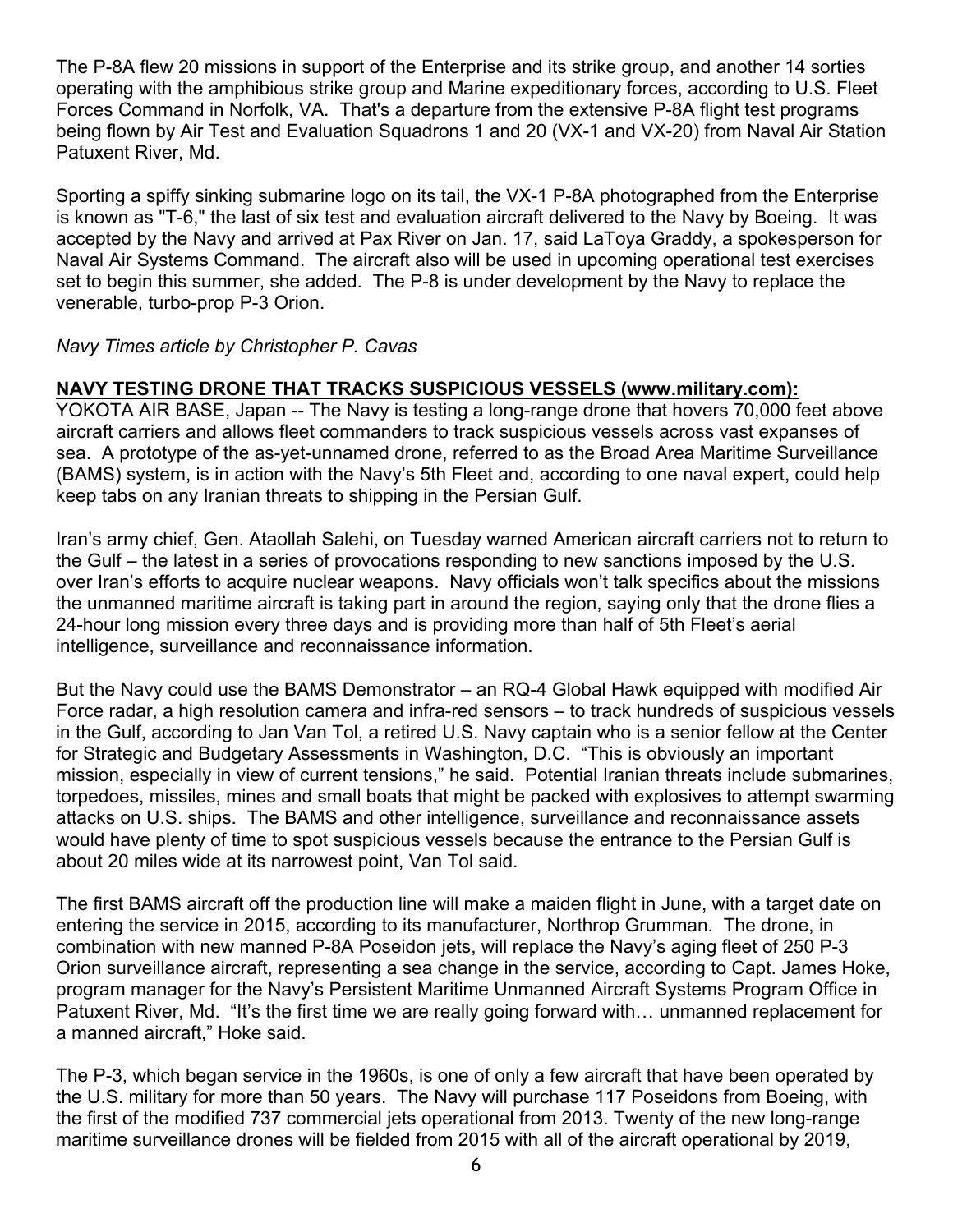The P-8A flew 20 missions in support of the Enterprise and its strike group, and another 14 sorties operating with the amphibious strike group and Marine expeditionary forces, according to U.S. Fleet Forces Command in Norfolk, VA. That's a departure from the extensive P-8A flight test programs being flown by Air Test and Evaluation Squadrons 1 and 20 (VX-1 and VX-20) from Naval Air Station Patuxent River, Md.

Sporting a spiffy sinking submarine logo on its tail, the VX-1 P-8A photographed from the Enterprise is known as "T-6," the last of six test and evaluation aircraft delivered to the Navy by Boeing. It was accepted by the Navy and arrived at Pax River on Jan. 17, said LaToya Graddy, a spokesperson for Naval Air Systems Command. The aircraft also will be used in upcoming operational test exercises set to begin this summer, she added. The P-8 is under development by the Navy to replace the venerable, turbo-prop P-3 Orion.

*Navy Times article by Christopher P. Cavas*

**NAVY TESTING DRONE THAT TRACKS SUSPICIOUS VESSELS (www.military.com):**

YOKOTA AIR BASE, Japan -- The Navy is testing a long-range drone that hovers 70,000 feet above aircraft carriers and allows fleet commanders to track suspicious vessels across vast expanses of sea. A prototype of the as-yet-unnamed drone, referred to as the Broad Area Maritime Surveillance (BAMS) system, is in action with the Navy's 5th Fleet and, according to one naval expert, could help keep tabs on any Iranian threats to shipping in the Persian Gulf.

Iran's army chief, Gen. Ataollah Salehi, on Tuesday warned American aircraft carriers not to return to the Gulf – the latest in a series of provocations responding to new sanctions imposed by the U.S. over Iran's efforts to acquire nuclear weapons. Navy officials won't talk specifics about the missions the unmanned maritime aircraft is taking part in around the region, saying only that the drone flies a 24-hour long mission every three days and is providing more than half of 5th Fleet's aerial intelligence, surveillance and reconnaissance information.

But the Navy could use the BAMS Demonstrator – an RQ-4 Global Hawk equipped with modified Air Force radar, a high resolution camera and infra-red sensors – to track hundreds of suspicious vessels in the Gulf, according to Jan Van Tol, a retired U.S. Navy captain who is a senior fellow at the Center for Strategic and Budgetary Assessments in Washington, D.C. "This is obviously an important mission, especially in view of current tensions," he said. Potential Iranian threats include submarines, torpedoes, missiles, mines and small boats that might be packed with explosives to attempt swarming attacks on U.S. ships. The BAMS and other intelligence, surveillance and reconnaissance assets would have plenty of time to spot suspicious vessels because the entrance to the Persian Gulf is about 20 miles wide at its narrowest point, Van Tol said.

The first BAMS aircraft off the production line will make a maiden flight in June, with a target date on entering the service in 2015, according to its manufacturer, Northrop Grumman. The drone, in combination with new manned P-8A Poseidon jets, will replace the Navy's aging fleet of 250 P-3 Orion surveillance aircraft, representing a sea change in the service, according to Capt. James Hoke, program manager for the Navy's Persistent Maritime Unmanned Aircraft Systems Program Office in Patuxent River, Md. "It's the first time we are really going forward with… unmanned replacement for a manned aircraft," Hoke said.

The P-3, which began service in the 1960s, is one of only a few aircraft that have been operated by the U.S. military for more than 50 years. The Navy will purchase 117 Poseidons from Boeing, with the first of the modified 737 commercial jets operational from 2013. Twenty of the new long-range maritime surveillance drones will be fielded from 2015 with all of the aircraft operational by 2019,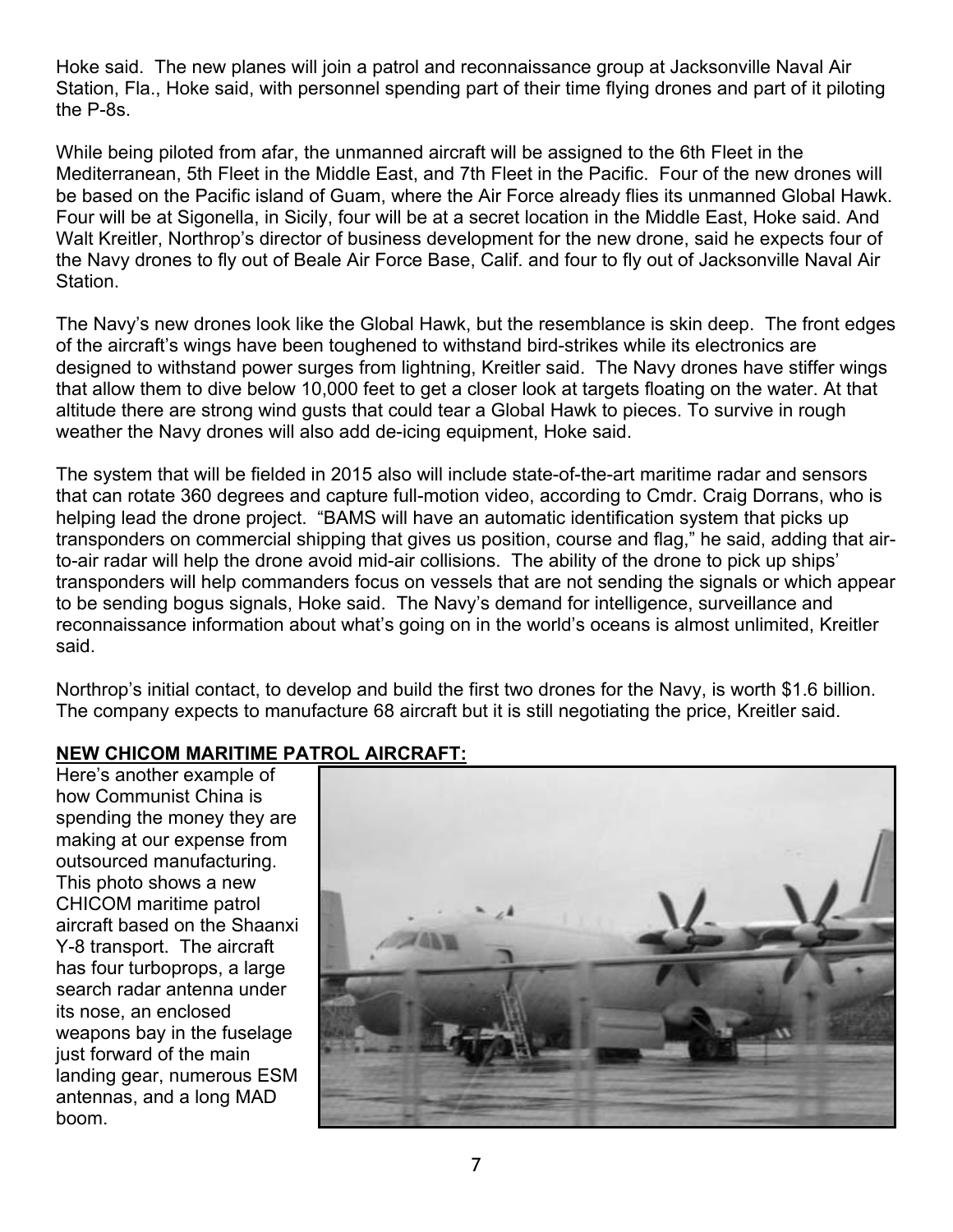Hoke said. The new planes will join a patrol and reconnaissance group at Jacksonville Naval Air Station, Fla., Hoke said, with personnel spending part of their time flying drones and part of it piloting the P-8s.

While being piloted from afar, the unmanned aircraft will be assigned to the 6th Fleet in the Mediterranean, 5th Fleet in the Middle East, and 7th Fleet in the Pacific. Four of the new drones will be based on the Pacific island of Guam, where the Air Force already flies its unmanned Global Hawk. Four will be at Sigonella, in Sicily, four will be at a secret location in the Middle East, Hoke said. And Walt Kreitler, Northrop's director of business development for the new drone, said he expects four of the Navy drones to fly out of Beale Air Force Base, Calif. and four to fly out of Jacksonville Naval Air Station.

The Navy's new drones look like the Global Hawk, but the resemblance is skin deep. The front edges of the aircraft's wings have been toughened to withstand bird-strikes while its electronics are designed to withstand power surges from lightning, Kreitler said. The Navy drones have stiffer wings that allow them to dive below 10,000 feet to get a closer look at targets floating on the water. At that altitude there are strong wind gusts that could tear a Global Hawk to pieces. To survive in rough weather the Navy drones will also add de-icing equipment, Hoke said.

The system that will be fielded in 2015 also will include state-of-the-art maritime radar and sensors that can rotate 360 degrees and capture full-motion video, according to Cmdr. Craig Dorrans, who is helping lead the drone project. "BAMS will have an automatic identification system that picks up transponders on commercial shipping that gives us position, course and flag," he said, adding that air-to-air radar will help the drone avoid mid-air collisions. The ability of the drone to pick up ships' transponders will help commanders focus on vessels that are not sending the signals or which appear to be sending bogus signals, Hoke said. The Navy's demand for intelligence, surveillance and reconnaissance information about what's going on in the world's oceans is almost unlimited, Kreitler said.

Northrop's initial contact, to develop and build the first two drones for the Navy, is worth $1.6 billion. The company expects to manufacture 68 aircraft but it is still negotiating the price, Kreitler said.

**NEW CHICOM MARITIME PATROL AIRCRAFT:**

Here's another example of how Communist China is spending the money they are making at our expense from outsourced manufacturing. This photo shows a new CHICOM maritime patrol aircraft based on the Shaanxi Y-8 transport. The aircraft has four turboprops, a large search radar antenna under its nose, an enclosed weapons bay in the fuselage just forward of the main landing gear, numerous ESM antennas, and a long MAD boom.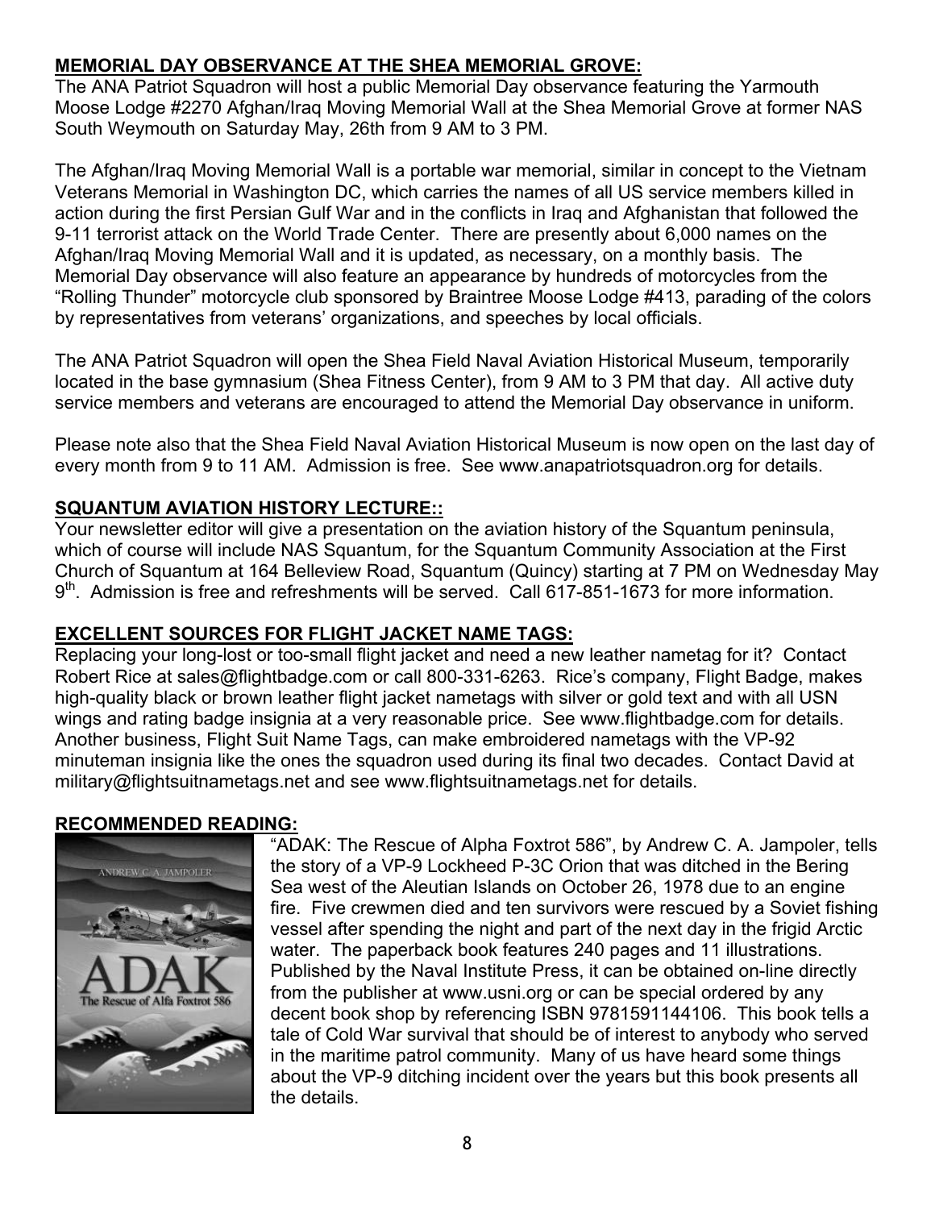**MEMORIAL DAY OBSERVANCE AT THE SHEA MEMORIAL GROVE:**

The ANA Patriot Squadron will host a public Memorial Day observance featuring the Yarmouth Moose Lodge #2270 Afghan/Iraq Moving Memorial Wall at the Shea Memorial Grove at former NAS South Weymouth on Saturday May, 26th from 9 AM to 3 PM.

The Afghan/Iraq Moving Memorial Wall is a portable war memorial, similar in concept to the Vietnam Veterans Memorial in Washington DC, which carries the names of all US service members killed in action during the first Persian Gulf War and in the conflicts in Iraq and Afghanistan that followed the 9-11 terrorist attack on the World Trade Center. There are presently about 6,000 names on the Afghan/Iraq Moving Memorial Wall and it is updated, as necessary, on a monthly basis. The Memorial Day observance will also feature an appearance by hundreds of motorcycles from the "Rolling Thunder" motorcycle club sponsored by Braintree Moose Lodge #413, parading of the colors by representatives from veterans' organizations, and speeches by local officials.

The ANA Patriot Squadron will open the Shea Field Naval Aviation Historical Museum, temporarily located in the base gymnasium (Shea Fitness Center), from 9 AM to 3 PM that day. All active duty service members and veterans are encouraged to attend the Memorial Day observance in uniform.

Please note also that the Shea Field Naval Aviation Historical Museum is now open on the last day of every month from 9 to 11 AM. Admission is free. See www.anapatriotsquadron.org for details.

**SQUANTUM AVIATION HISTORY LECTURE::**

Your newsletter editor will give a presentation on the aviation history of the Squantum peninsula, which of course will include NAS Squantum, for the Squantum Community Association at the First Church of Squantum at 164 Belleview Road, Squantum (Quincy) starting at 7 PM on Wednesday May 9th. Admission is free and refreshments will be served. Call 617-851-1673 for more information.

**EXCELLENT SOURCES FOR FLIGHT JACKET NAME TAGS:**

Replacing your long-lost or too-small flight jacket and need a new leather nametag for it? Contact Robert Rice at sales@flightbadge.com or call 800-331-6263. Rice's company, Flight Badge, makes high-quality black or brown leather flight jacket nametags with silver or gold text and with all USN wings and rating badge insignia at a very reasonable price. See www.flightbadge.com for details. Another business, Flight Suit Name Tags, can make embroidered nametags with the VP-92 minuteman insignia like the ones the squadron used during its final two decades. Contact David at military@flightsuitnametags.net and see www.flightsuitnametags.net for details.

**RECOMMENDED READING:**

"ADAK: The Rescue of Alpha Foxtrot 586", by Andrew C. A. Jampoler, tells the story of a VP-9 Lockheed P-3C Orion that was ditched in the Bering Sea west of the Aleutian Islands on October 26, 1978 due to an engine fire. Five crewmen died and ten survivors were rescued by a Soviet fishing vessel after spending the night and part of the next day in the frigid Arctic water. The paperback book features 240 pages and 11 illustrations. Published by the Naval Institute Press, it can be obtained on-line directly from the publisher at www.usni.org or can be special ordered by any decent book shop by referencing ISBN 9781591144106. This book tells a tale of Cold War survival that should be of interest to anybody who served in the maritime patrol community. Many of us have heard some things about the VP-9 ditching incident over the years but this book presents all the details.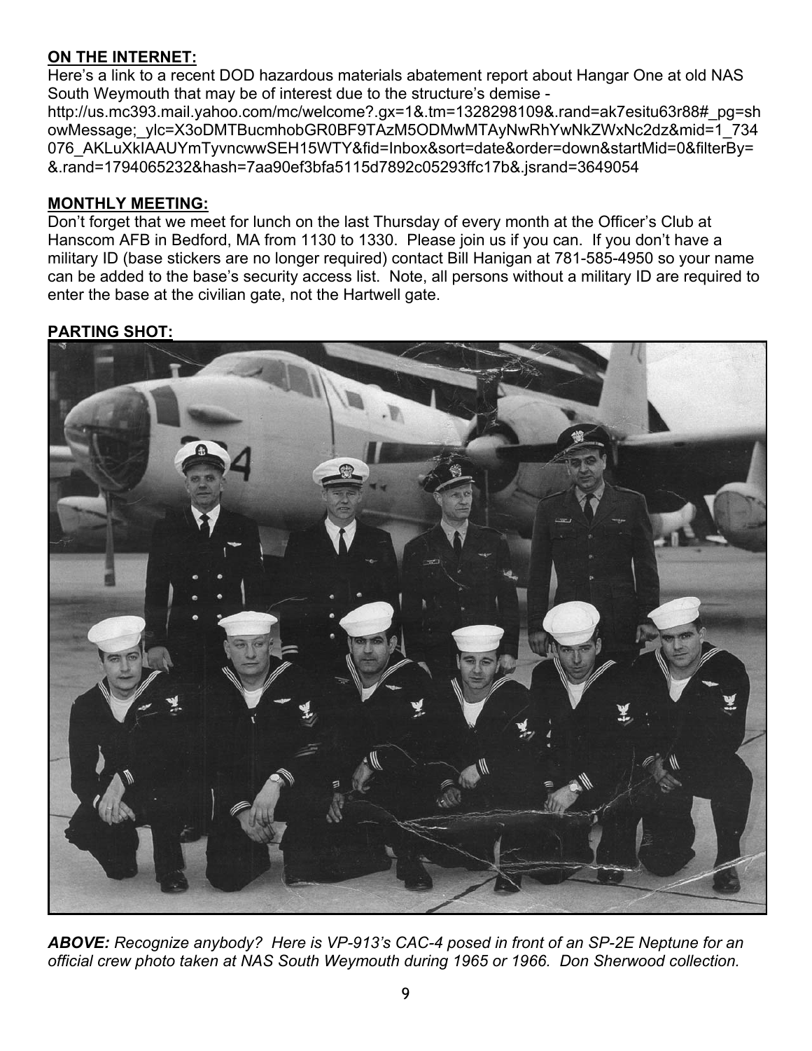**ON THE INTERNET:**

Here's a link to a recent DOD hazardous materials abatement report about Hangar One at old NAS South Weymouth that may be of interest due to the structure's demise - http://us.mc393.mail.yahoo.com/mc/welcome?.gx=1&.tm=1328298109&.rand=ak7esitu63r88#_pg=showMessage;_ylc=X3oDMTBucmhobGR0BF9TAzM5ODMwMTAyNwRhYwNkZWxNc2dz&mid=1_734076_AKLuXkIAAUYmTyvncwwSEH15WTY&fid=Inbox&sort=date&order=down&startMid=0&filterBy=&.rand=1794065232&hash=7aa90ef3bfa5115d7892c05293ffc17b&.jsrand=3649054

**MONTHLY MEETING:**

Don't forget that we meet for lunch on the last Thursday of every month at the Officer's Club at Hanscom AFB in Bedford, MA from 1130 to 1330. Please join us if you can. If you don't have a military ID (base stickers are no longer required) contact Bill Hanigan at 781-585-4950 so your name can be added to the base's security access list. Note, all persons without a military ID are required to enter the base at the civilian gate, not the Hartwell gate.

**PARTING SHOT:**

***ABOVE:*** *Recognize anybody? Here is VP-913's CAC-4 posed in front of an SP-2E Neptune for an official crew photo taken at NAS South Weymouth during 1965 or 1966. Don Sherwood collection.*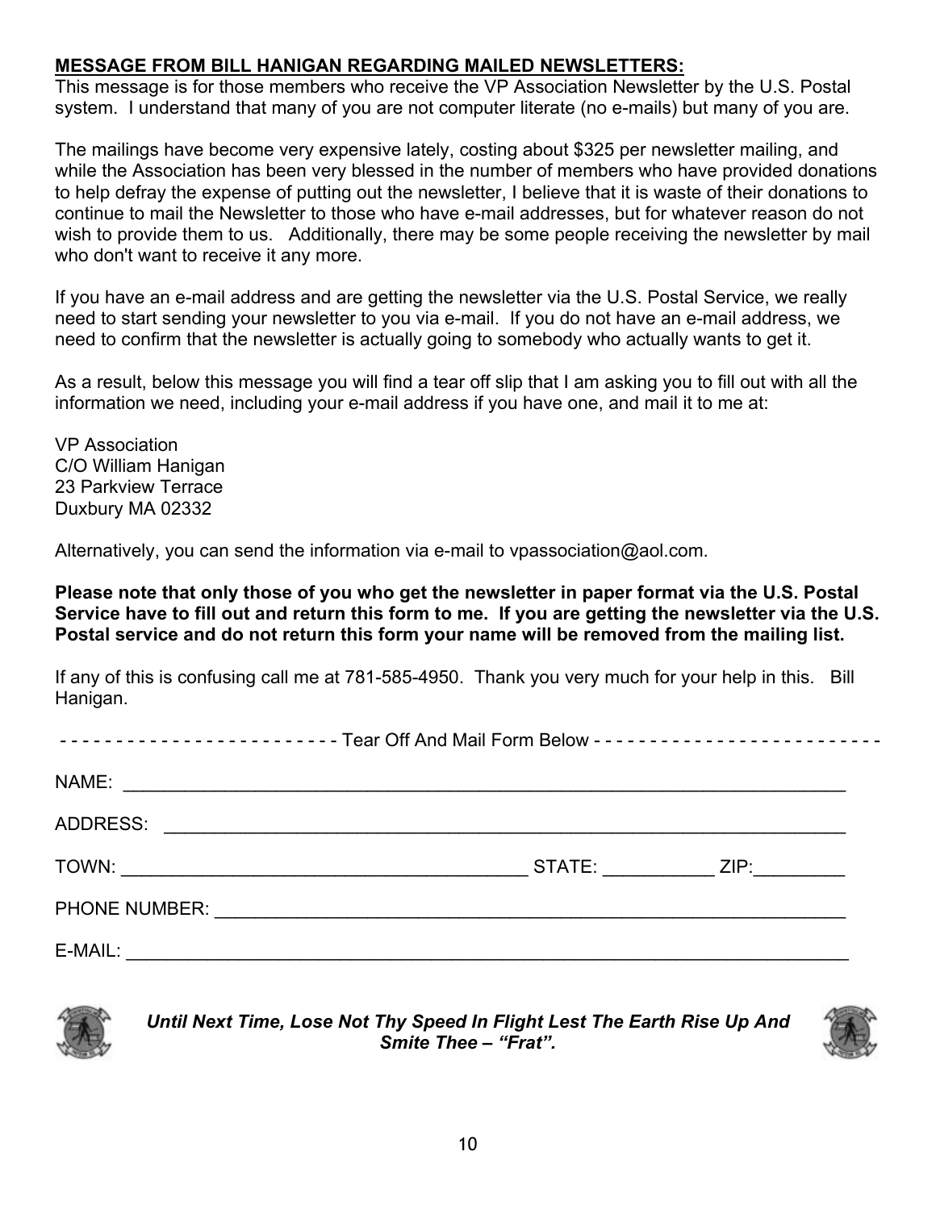**MESSAGE FROM BILL HANIGAN REGARDING MAILED NEWSLETTERS:**

This message is for those members who receive the VP Association Newsletter by the U.S. Postal system. I understand that many of you are not computer literate (no e-mails) but many of you are.

The mailings have become very expensive lately, costing about $325 per newsletter mailing, and while the Association has been very blessed in the number of members who have provided donations to help defray the expense of putting out the newsletter, I believe that it is waste of their donations to continue to mail the Newsletter to those who have e-mail addresses, but for whatever reason do not wish to provide them to us. Additionally, there may be some people receiving the newsletter by mail who don't want to receive it any more.

If you have an e-mail address and are getting the newsletter via the U.S. Postal Service, we really need to start sending your newsletter to you via e-mail. If you do not have an e-mail address, we need to confirm that the newsletter is actually going to somebody who actually wants to get it.

As a result, below this message you will find a tear off slip that I am asking you to fill out with all the information we need, including your e-mail address if you have one, and mail it to me at:

VP Association
C/O William Hanigan
23 Parkview Terrace
Duxbury MA 02332

Alternatively, you can send the information via e-mail to vpassociation@aol.com.

**Please note that only those of you who get the newsletter in paper format via the U.S. Postal Service have to fill out and return this form to me. If you are getting the newsletter via the U.S. Postal service and do not return this form your name will be removed from the mailing list.**

If any of this is confusing call me at 781-585-4950. Thank you very much for your help in this. Bill Hanigan.

\- - - - - - - - - - - - - - - - - - - - - - - - - Tear Off And Mail Form Below - - - - - - - - - - - - - - - - - - - - - - - - -

NAME: ____________________________________________________________________

ADDRESS: _________________________________________________________________

TOWN: ________________________________________ STATE: ___________ ZIP:_________

PHONE NUMBER: ___________________________________________________________

E-MAIL: ___________________________________________________________________

***Until Next Time, Lose Not Thy Speed In Flight Lest The Earth Rise Up And Smite Thee – "Frat".***